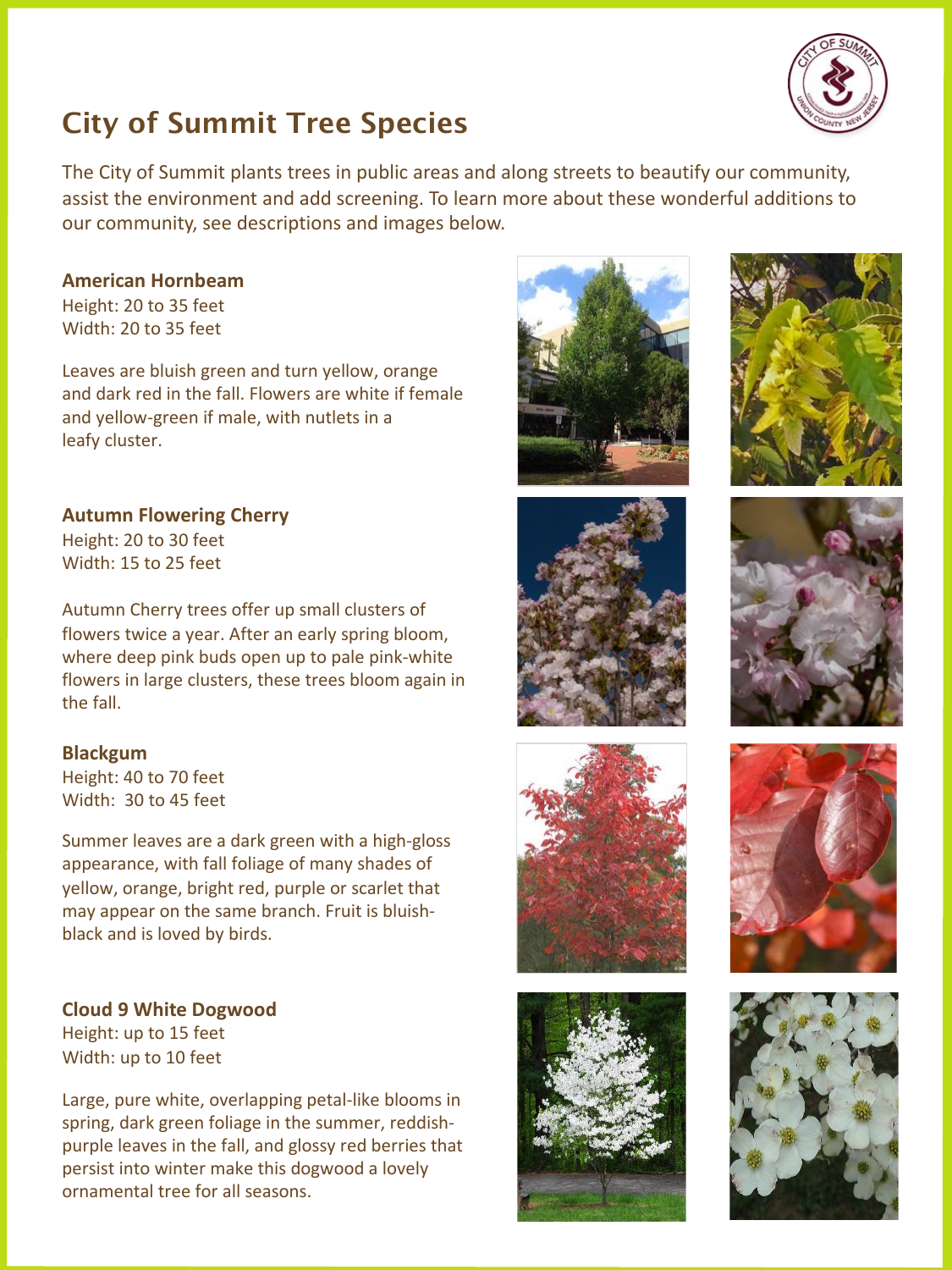# City of Summit Tree Species

The City of Summit plants trees in public areas and along streets to beautify our community, assist the environment and add screening. To learn more about these wonderful additions to our community, see descriptions and images below.

**American Hornbeam**
Height: 20 to 35 feet
Width: 20 to 35 feet

Leaves are bluish green and turn yellow, orange and dark red in the fall. Flowers are white if female and yellow-green if male, with nutlets in a leafy cluster.

**Autumn Flowering Cherry**
Height: 20 to 30 feet
Width: 15 to 25 feet

Autumn Cherry trees offer up small clusters of flowers twice a year. After an early spring bloom, where deep pink buds open up to pale pink-white flowers in large clusters, these trees bloom again in the fall.

**Blackgum**
Height: 40 to 70 feet
Width: 30 to 45 feet

Summer leaves are a dark green with a high-gloss appearance, with fall foliage of many shades of yellow, orange, bright red, purple or scarlet that may appear on the same branch. Fruit is bluish-black and is loved by birds.

**Cloud 9 White Dogwood**
Height: up to 15 feet
Width: up to 10 feet

Large, pure white, overlapping petal-like blooms in spring, dark green foliage in the summer, reddish-purple leaves in the fall, and glossy red berries that persist into winter make this dogwood a lovely ornamental tree for all seasons.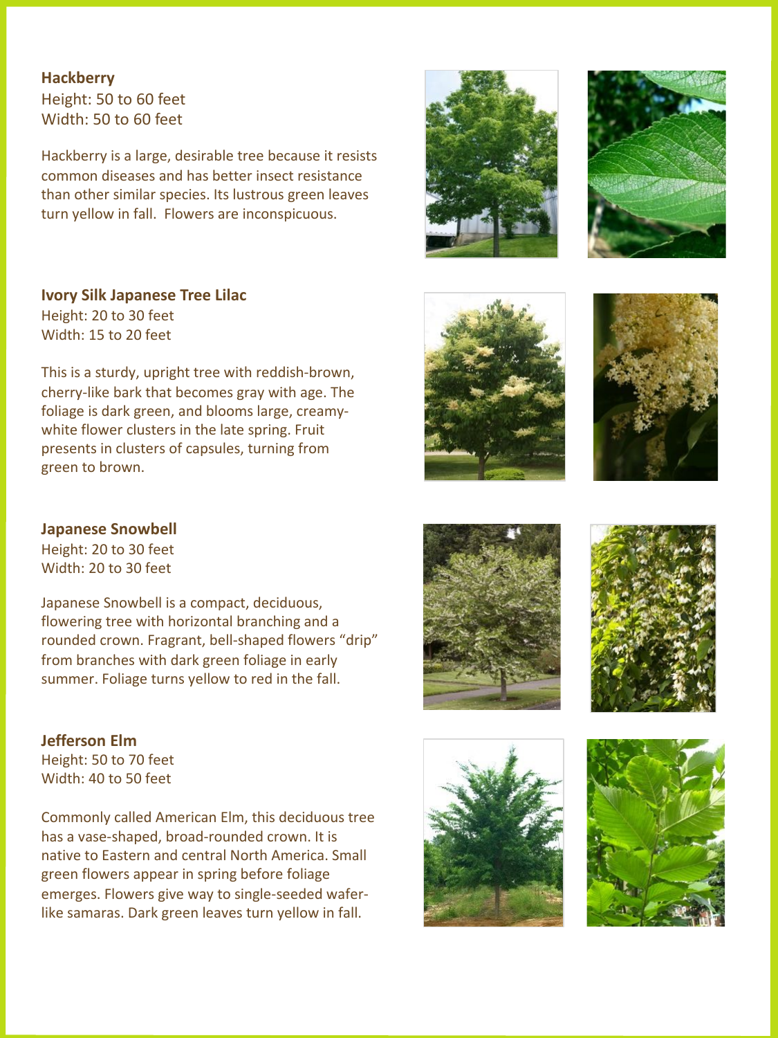### Hackberry

Height: 50 to 60 feet
Width: 50 to 60 feet

Hackberry is a large, desirable tree because it resists common diseases and has better insect resistance than other similar species. Its lustrous green leaves turn yellow in fall. Flowers are inconspicuous.

### Ivory Silk Japanese Tree Lilac

Height: 20 to 30 feet
Width: 15 to 20 feet

This is a sturdy, upright tree with reddish-brown, cherry-like bark that becomes gray with age. The foliage is dark green, and blooms large, creamy-white flower clusters in the late spring. Fruit presents in clusters of capsules, turning from green to brown.

### Japanese Snowbell

Height: 20 to 30 feet
Width: 20 to 30 feet

Japanese Snowbell is a compact, deciduous, flowering tree with horizontal branching and a rounded crown. Fragrant, bell-shaped flowers "drip" from branches with dark green foliage in early summer. Foliage turns yellow to red in the fall.

### Jefferson Elm

Height: 50 to 70 feet
Width: 40 to 50 feet

Commonly called American Elm, this deciduous tree has a vase-shaped, broad-rounded crown. It is native to Eastern and central North America. Small green flowers appear in spring before foliage emerges. Flowers give way to single-seeded wafer-like samaras. Dark green leaves turn yellow in fall.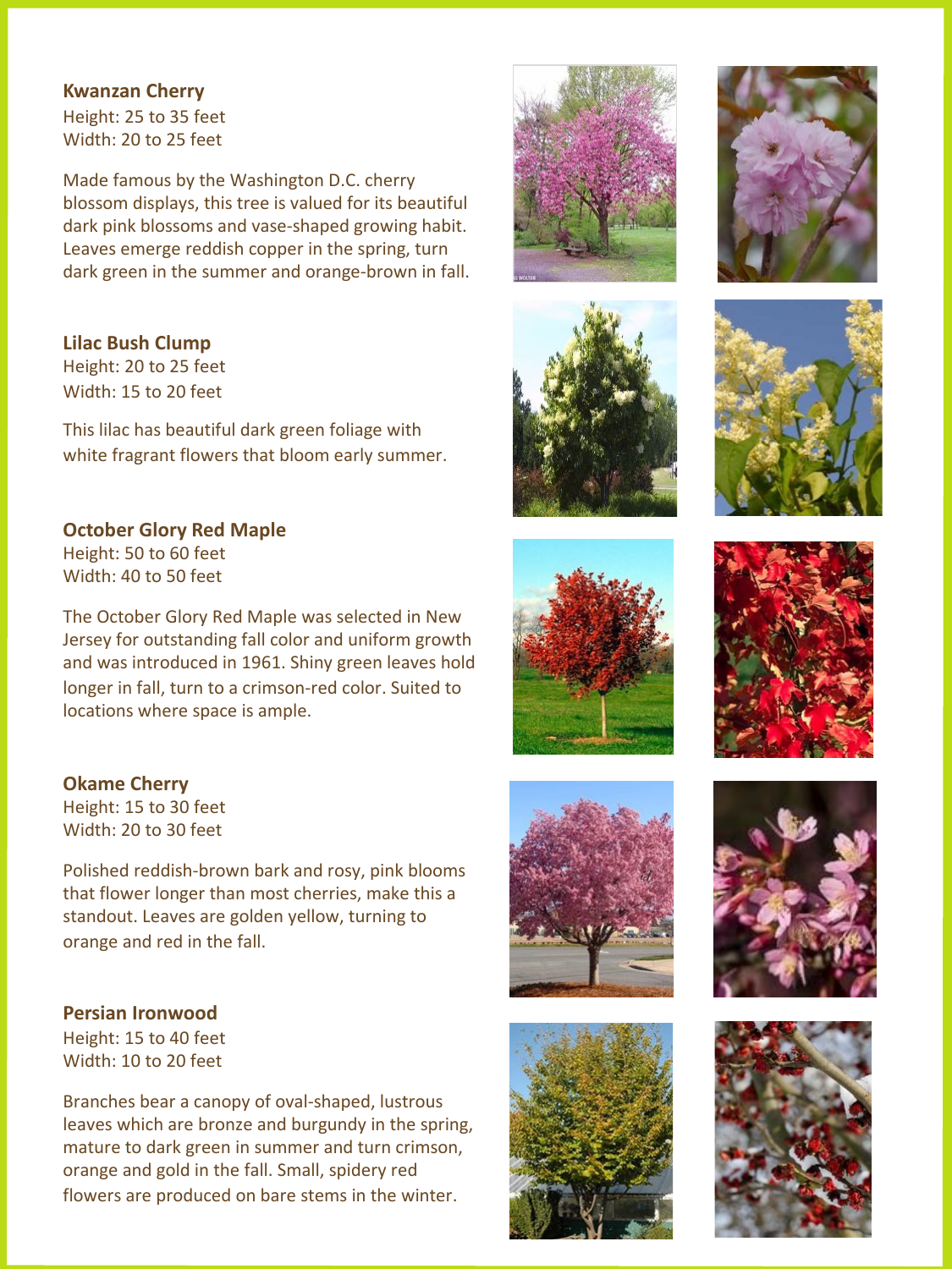**Kwanzan Cherry**
Height: 25 to 35 feet
Width: 20 to 25 feet

Made famous by the Washington D.C. cherry blossom displays, this tree is valued for its beautiful dark pink blossoms and vase-shaped growing habit. Leaves emerge reddish copper in the spring, turn dark green in the summer and orange-brown in fall.

**Lilac Bush Clump**
Height: 20 to 25 feet
Width: 15 to 20 feet

This lilac has beautiful dark green foliage with white fragrant flowers that bloom early summer.

**October Glory Red Maple**
Height: 50 to 60 feet
Width: 40 to 50 feet

The October Glory Red Maple was selected in New Jersey for outstanding fall color and uniform growth and was introduced in 1961. Shiny green leaves hold longer in fall, turn to a crimson-red color. Suited to locations where space is ample.

**Okame Cherry**
Height: 15 to 30 feet
Width: 20 to 30 feet

Polished reddish-brown bark and rosy, pink blooms that flower longer than most cherries, make this a standout. Leaves are golden yellow, turning to orange and red in the fall.

**Persian Ironwood**
Height: 15 to 40 feet
Width: 10 to 20 feet

Branches bear a canopy of oval-shaped, lustrous leaves which are bronze and burgundy in the spring, mature to dark green in summer and turn crimson, orange and gold in the fall. Small, spidery red flowers are produced on bare stems in the winter.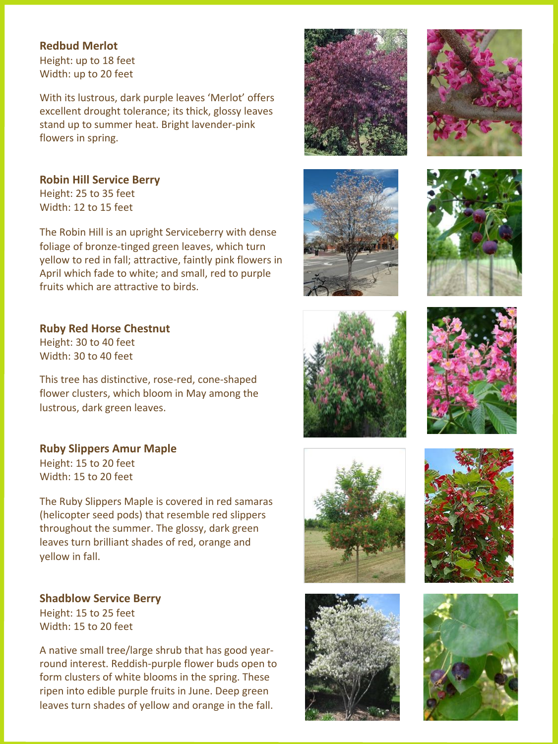**Redbud Merlot**
Height: up to 18 feet
Width: up to 20 feet

With its lustrous, dark purple leaves 'Merlot' offers excellent drought tolerance; its thick, glossy leaves stand up to summer heat. Bright lavender-pink flowers in spring.

**Robin Hill Service Berry**
Height: 25 to 35 feet
Width: 12 to 15 feet

The Robin Hill is an upright Serviceberry with dense foliage of bronze-tinged green leaves, which turn yellow to red in fall; attractive, faintly pink flowers in April which fade to white; and small, red to purple fruits which are attractive to birds.

**Ruby Red Horse Chestnut**
Height: 30 to 40 feet
Width: 30 to 40 feet

This tree has distinctive, rose-red, cone-shaped flower clusters, which bloom in May among the lustrous, dark green leaves.

**Ruby Slippers Amur Maple**
Height: 15 to 20 feet
Width: 15 to 20 feet

The Ruby Slippers Maple is covered in red samaras (helicopter seed pods) that resemble red slippers throughout the summer. The glossy, dark green leaves turn brilliant shades of red, orange and yellow in fall.

**Shadblow Service Berry**
Height: 15 to 25 feet
Width: 15 to 20 feet

A native small tree/large shrub that has good year-round interest. Reddish-purple flower buds open to form clusters of white blooms in the spring. These ripen into edible purple fruits in June. Deep green leaves turn shades of yellow and orange in the fall.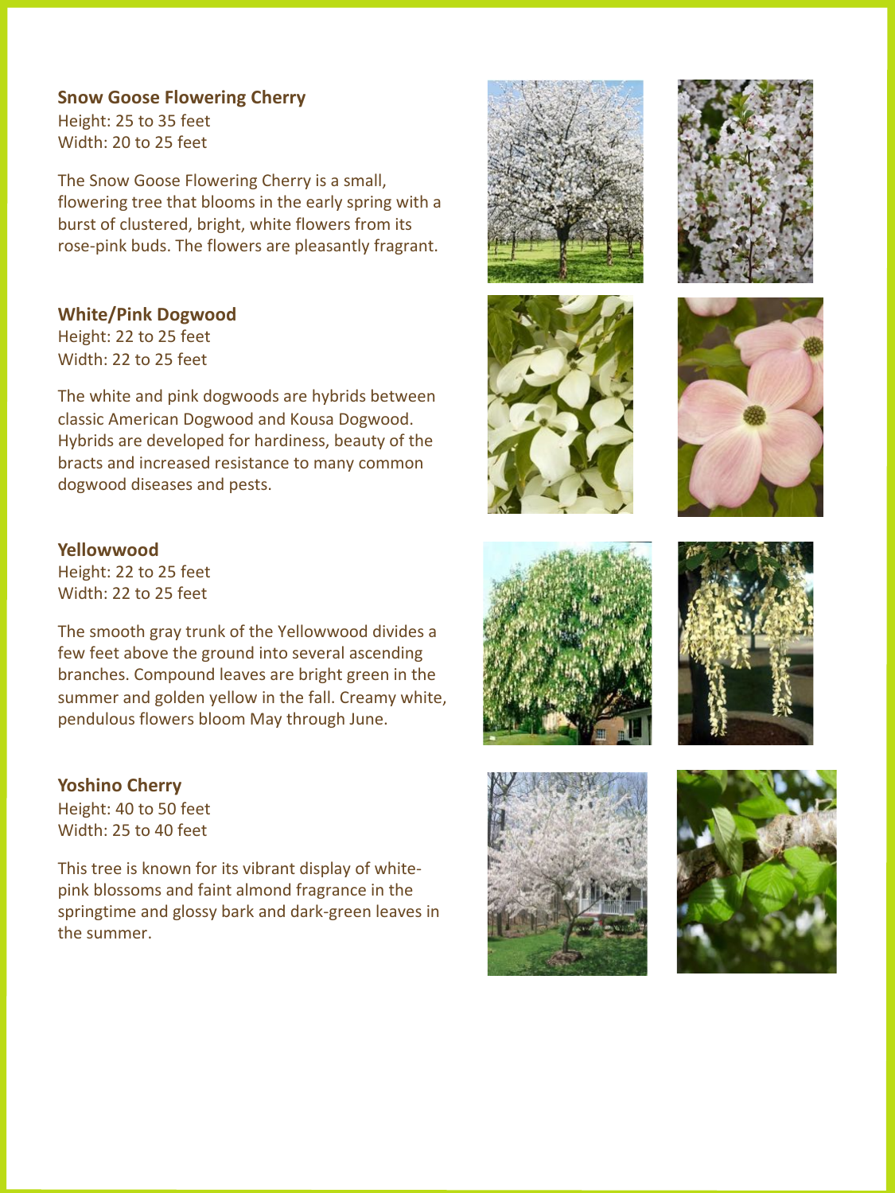### Snow Goose Flowering Cherry

Height: 25 to 35 feet
Width: 20 to 25 feet

The Snow Goose Flowering Cherry is a small, flowering tree that blooms in the early spring with a burst of clustered, bright, white flowers from its rose-pink buds. The flowers are pleasantly fragrant.

### White/Pink Dogwood

Height: 22 to 25 feet
Width: 22 to 25 feet

The white and pink dogwoods are hybrids between classic American Dogwood and Kousa Dogwood. Hybrids are developed for hardiness, beauty of the bracts and increased resistance to many common dogwood diseases and pests.

### Yellowwood

Height: 22 to 25 feet
Width: 22 to 25 feet

The smooth gray trunk of the Yellowwood divides a few feet above the ground into several ascending branches. Compound leaves are bright green in the summer and golden yellow in the fall. Creamy white, pendulous flowers bloom May through June.

### Yoshino Cherry

Height: 40 to 50 feet
Width: 25 to 40 feet

This tree is known for its vibrant display of white-pink blossoms and faint almond fragrance in the springtime and glossy bark and dark-green leaves in the summer.